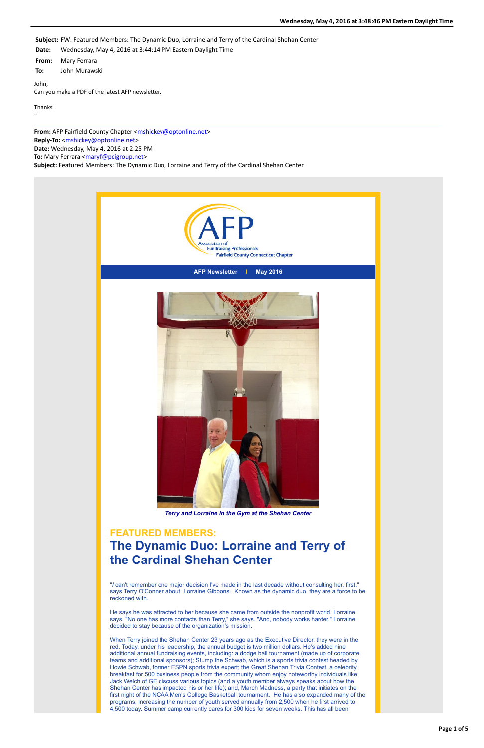**Subject:** FW: Featured Members: The Dynamic Duo, Lorraine and Terry of the Cardinal Shehan Center

**Date:** Wednesday, May 4, 2016 at 3:44:14 PM Eastern Daylight Time

**From:** Mary Ferrara

**To:** John Murawski

John,
Can you make a PDF of the latest AFP newsletter.

Thanks
--

**From:** AFP Fairfield County Chapter <mshickey@optonline.net>
**Reply-To:** <mshickey@optonline.net>
**Date:** Wednesday, May 4, 2016 at 2:25 PM
**To:** Mary Ferrara <maryf@pcigroup.net>
**Subject:** Featured Members: The Dynamic Duo, Lorraine and Terry of the Cardinal Shehan Center

AFP Association of Fundraising Professionals Fairfield County Connecticut Chapter

**AFP Newsletter | May 2016**

*Terry and Lorraine in the Gym at the Shehan Center*

## FEATURED MEMBERS:

# The Dynamic Duo: Lorraine and Terry of the Cardinal Shehan Center

"*I* can't remember one major decision I've made in the last decade without consulting her, first," says Terry O'Conner about Lorraine Gibbons. Known as the dynamic duo, they are a force to be reckoned with.

He says he was attracted to her because she came from outside the nonprofit world. Lorraine says, "No one has more contacts than Terry," she says. "And, nobody works harder." Lorraine decided to stay because of the organization's mission.

When Terry joined the Shehan Center 23 years ago as the Executive Director, they were in the red. Today, under his leadership, the annual budget is two million dollars. He's added nine additional annual fundraising events, including: a dodge ball tournament (made up of corporate teams and additional sponsors); Stump the Schwab, which is a sports trivia contest headed by Howie Schwab, former ESPN sports trivia expert; the Great Shehan Trivia Contest, a celebrity breakfast for 500 business people from the community whom enjoy noteworthy individuals like Jack Welch of GE discuss various topics (and a youth member always speaks about how the Shehan Center has impacted his or her life); and, March Madness, a party that initiates on the first night of the NCAA Men's College Basketball tournament. He has also expanded many of the programs, increasing the number of youth served annually from 2,500 when he first arrived to 4,500 today. Summer camp currently cares for 300 kids for seven weeks. This has all been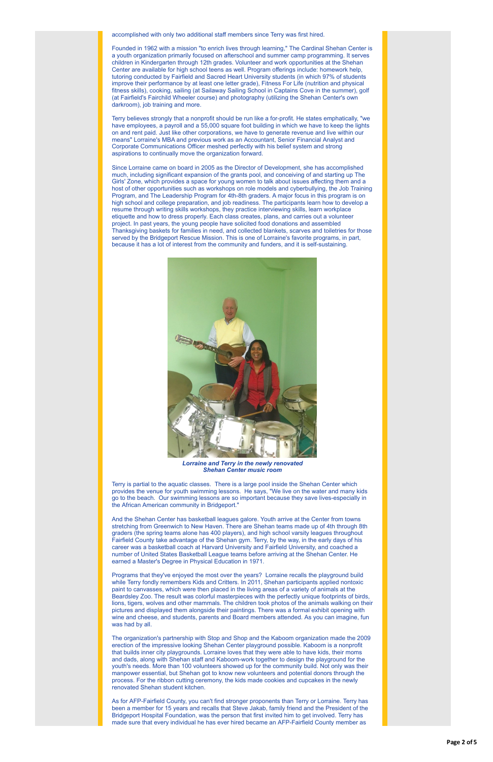accomplished with only two additional staff members since Terry was first hired.

Founded in 1962 with a mission "to enrich lives through learning," The Cardinal Shehan Center is a youth organization primarily focused on afterschool and summer camp programming. It serves children in Kindergarten through 12th grades. Volunteer and work opportunities at the Shehan Center are available for high school teens as well. Program offerings include: homework help, tutoring conducted by Fairfield and Sacred Heart University students (in which 97% of students improve their performance by at least one letter grade), Fitness For Life (nutrition and physical fitness skills), cooking, sailing (at Sailaway Sailing School in Captains Cove in the summer), golf (at Fairfield's Fairchild Wheeler course) and photography (utilizing the Shehan Center's own darkroom), job training and more.

Terry believes strongly that a nonprofit should be run like a for-profit. He states emphatically, "we have employees, a payroll and a 55,000 square foot building in which we have to keep the lights on and rent paid. Just like other corporations, we have to generate revenue and live within our means" Lorraine's MBA and previous work as an Accountant, Senior Financial Analyst and Corporate Communications Officer meshed perfectly with his belief system and strong aspirations to continually move the organization forward.

Since Lorraine came on board in 2005 as the Director of Development, she has accomplished much, including significant expansion of the grants pool, and conceiving of and starting up The Girls' Zone, which provides a space for young women to talk about issues affecting them and a host of other opportunities such as workshops on role models and cyberbullying, the Job Training Program, and The Leadership Program for 4th-8th graders. A major focus in this program is on high school and college preparation, and job readiness. The participants learn how to develop a resume through writing skills workshops, they practice interviewing skills, learn workplace etiquette and how to dress properly. Each class creates, plans, and carries out a volunteer project. In past years, the young people have solicited food donations and assembled Thanksgiving baskets for families in need, and collected blankets, scarves and toiletries for those served by the Bridgeport Rescue Mission. This is one of Lorraine's favorite programs, in part, because it has a lot of interest from the community and funders, and it is self-sustaining.

***Lorraine and Terry in the newly renovated Shehan Center music room***

Terry is partial to the aquatic classes. There is a large pool inside the Shehan Center which provides the venue for youth swimming lessons. He says, "We live on the water and many kids go to the beach. Our swimming lessons are so important because they save lives-especially in the African American community in Bridgeport."

And the Shehan Center has basketball leagues galore. Youth arrive at the Center from towns stretching from Greenwich to New Haven. There are Shehan teams made up of 4th through 8th graders (the spring teams alone has 400 players), and high school varsity leagues throughout Fairfield County take advantage of the Shehan gym. Terry, by the way, in the early days of his career was a basketball coach at Harvard University and Fairfield University, and coached a number of United States Basketball League teams before arriving at the Shehan Center. He earned a Master's Degree in Physical Education in 1971.

Programs that they've enjoyed the most over the years? Lorraine recalls the playground build while Terry fondly remembers Kids and Critters. In 2011, Shehan participants applied nontoxic paint to canvasses, which were then placed in the living areas of a variety of animals at the Beardsley Zoo. The result was colorful masterpieces with the perfectly unique footprints of birds, lions, tigers, wolves and other mammals. The children took photos of the animals walking on their pictures and displayed them alongside their paintings. There was a formal exhibit opening with wine and cheese, and students, parents and Board members attended. As you can imagine, fun was had by all.

The organization's partnership with Stop and Shop and the Kaboom organization made the 2009 erection of the impressive looking Shehan Center playground possible. Kaboom is a nonprofit that builds inner city playgrounds. Lorraine loves that they were able to have kids, their moms and dads, along with Shehan staff and Kaboom-work together to design the playground for the youth's needs. More than 100 volunteers showed up for the community build. Not only was their manpower essential, but Shehan got to know new volunteers and potential donors through the process. For the ribbon cutting ceremony, the kids made cookies and cupcakes in the newly renovated Shehan student kitchen.

As for AFP-Fairfield County, you can't find stronger proponents than Terry or Lorraine. Terry has been a member for 15 years and recalls that Steve Jakab, family friend and the President of the Bridgeport Hospital Foundation, was the person that first invited him to get involved. Terry has made sure that every individual he has ever hired became an AFP-Fairfield County member as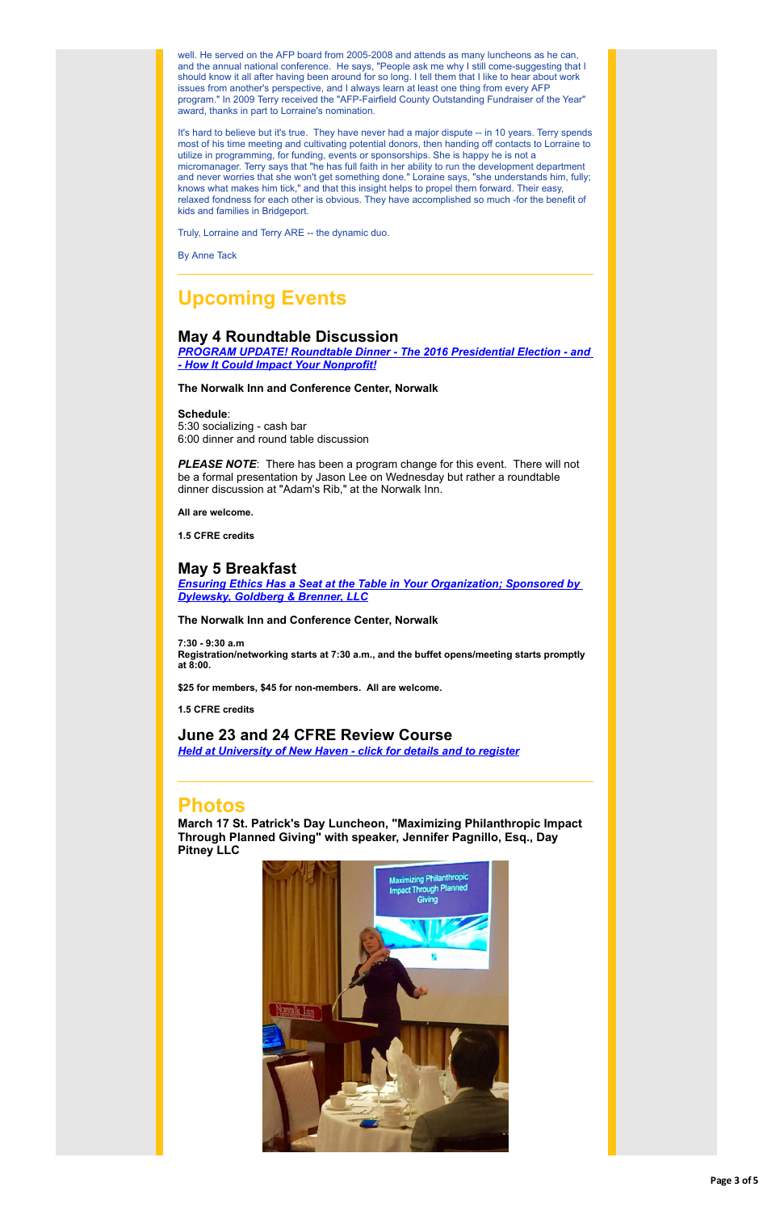well. He served on the AFP board from 2005-2008 and attends as many luncheons as he can, and the annual national conference. He says, "People ask me why I still come-suggesting that I should know it all after having been around for so long. I tell them that I like to hear about work issues from another's perspective, and I always learn at least one thing from every AFP program." In 2009 Terry received the "AFP-Fairfield County Outstanding Fundraiser of the Year" award, thanks in part to Lorraine's nomination.

It's hard to believe but it's true. They have never had a major dispute -- in 10 years. Terry spends most of his time meeting and cultivating potential donors, then handing off contacts to Lorraine to utilize in programming, for funding, events or sponsorships. She is happy he is not a micromanager. Terry says that "he has full faith in her ability to run the development department and never worries that she won't get something done." Loraine says, "she understands him, fully; knows what makes him tick," and that this insight helps to propel them forward. Their easy, relaxed fondness for each other is obvious. They have accomplished so much -for the benefit of kids and families in Bridgeport.

Truly, Lorraine and Terry ARE -- the dynamic duo.

By Anne Tack

---

# Upcoming Events

## May 4 Roundtable Discussion

***PROGRAM UPDATE! Roundtable Dinner - The 2016 Presidential Election - and - How It Could Impact Your Nonprofit!***

**The Norwalk Inn and Conference Center, Norwalk**

**Schedule**:
5:30 socializing - cash bar
6:00 dinner and round table discussion

***PLEASE NOTE***: There has been a program change for this event. There will not be a formal presentation by Jason Lee on Wednesday but rather a roundtable dinner discussion at "Adam's Rib," at the Norwalk Inn.

**All are welcome.**

**1.5 CFRE credits**

## May 5 Breakfast

***Ensuring Ethics Has a Seat at the Table in Your Organization; Sponsored by Dylewsky, Goldberg & Brenner, LLC***

**The Norwalk Inn and Conference Center, Norwalk**

**7:30 - 9:30 a.m**
**Registration/networking starts at 7:30 a.m., and the buffet opens/meeting starts promptly at 8:00.**

**$25 for members, $45 for non-members. All are welcome.**

**1.5 CFRE credits**

## June 23 and 24 CFRE Review Course

***Held at University of New Haven - click for details and to register***

---

# Photos

**March 17 St. Patrick's Day Luncheon, "Maximizing Philanthropic Impact Through Planned Giving" with speaker, Jennifer Pagnillo, Esq., Day Pitney LLC**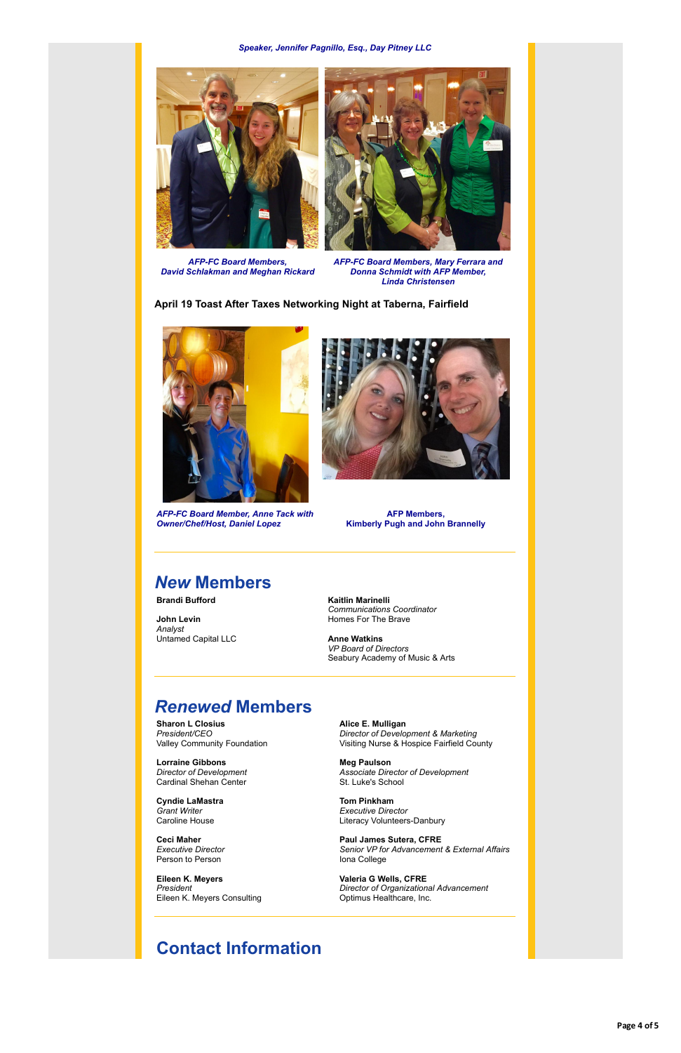*Speaker, Jennifer Pagnillo, Esq., Day Pitney LLC*

*AFP-FC Board Members,*
*David Schlakman and Meghan Rickard*

*AFP-FC Board Members, Mary Ferrara and Donna Schmidt with AFP Member, Linda Christensen*

**April 19 Toast After Taxes Networking Night at Taberna, Fairfield**

*AFP-FC Board Member, Anne Tack with Owner/Chef/Host, Daniel Lopez*

**AFP Members,**
**Kimberly Pugh and John Brannelly**

## *New* Members

**Brandi Bufford**

**John Levin**
*Analyst*
Untamed Capital LLC

**Kaitlin Marinelli**
*Communications Coordinator*
Homes For The Brave

**Anne Watkins**
*VP Board of Directors*
Seabury Academy of Music & Arts

## *Renewed* Members

**Sharon L Closius**
*President/CEO*
Valley Community Foundation

**Lorraine Gibbons**
*Director of Development*
Cardinal Shehan Center

**Cyndie LaMastra**
*Grant Writer*
Caroline House

**Ceci Maher**
*Executive Director*
Person to Person

**Eileen K. Meyers**
*President*
Eileen K. Meyers Consulting

**Alice E. Mulligan**
*Director of Development & Marketing*
Visiting Nurse & Hospice Fairfield County

**Meg Paulson**
*Associate Director of Development*
St. Luke's School

**Tom Pinkham**
*Executive Director*
Literacy Volunteers-Danbury

**Paul James Sutera, CFRE**
*Senior VP for Advancement & External Affairs*
Iona College

**Valeria G Wells, CFRE**
*Director of Organizational Advancement*
Optimus Healthcare, Inc.

## Contact Information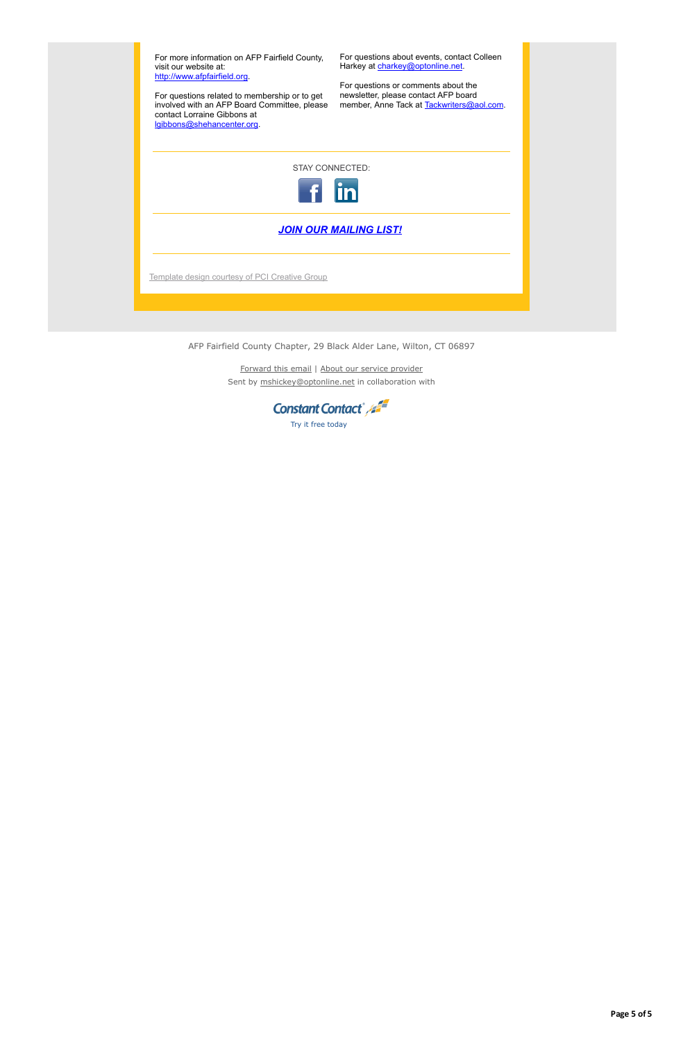For more information on AFP Fairfield County, visit our website at: http://www.afpfairfield.org.

For questions related to membership or to get involved with an AFP Board Committee, please contact Lorraine Gibbons at lgibbons@shehancenter.org.

For questions about events, contact Colleen Harkey at charkey@optonline.net.

For questions or comments about the newsletter, please contact AFP board member, Anne Tack at Tackwriters@aol.com.

STAY CONNECTED:

***JOIN OUR MAILING LIST!***

Template design courtesy of PCI Creative Group

AFP Fairfield County Chapter, 29 Black Alder Lane, Wilton, CT 06897

Forward this email | About our service provider

Sent by mshickey@optonline.net in collaboration with

Constant Contact

Try it free today